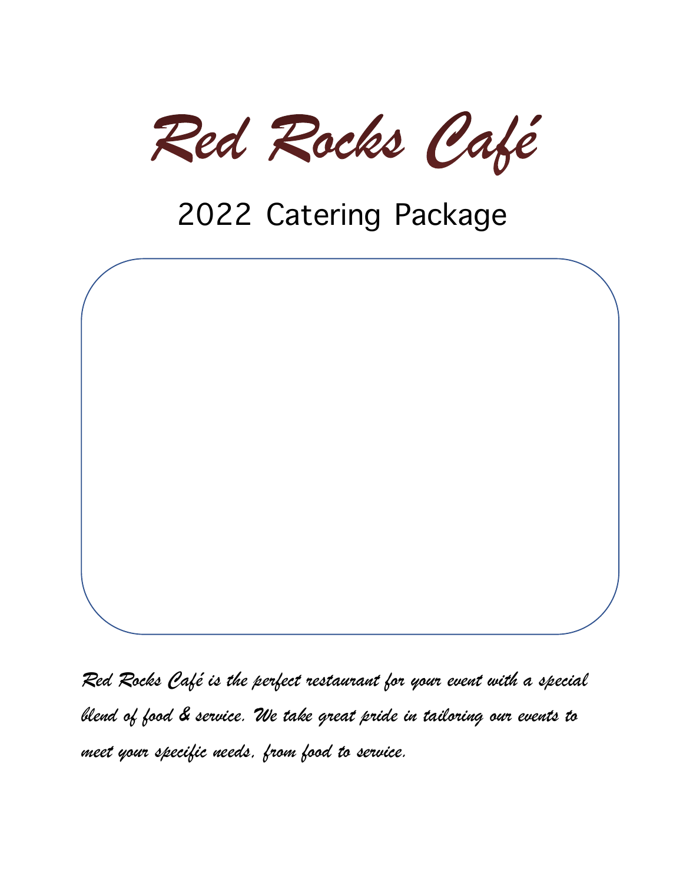# Red Rocks Café

## 2022 Catering Package

*Red Rocks Café is the perfect restaurant for your event with a special blend of food & service. We take great pride in tailoring our events to meet your specific needs, from food to service.*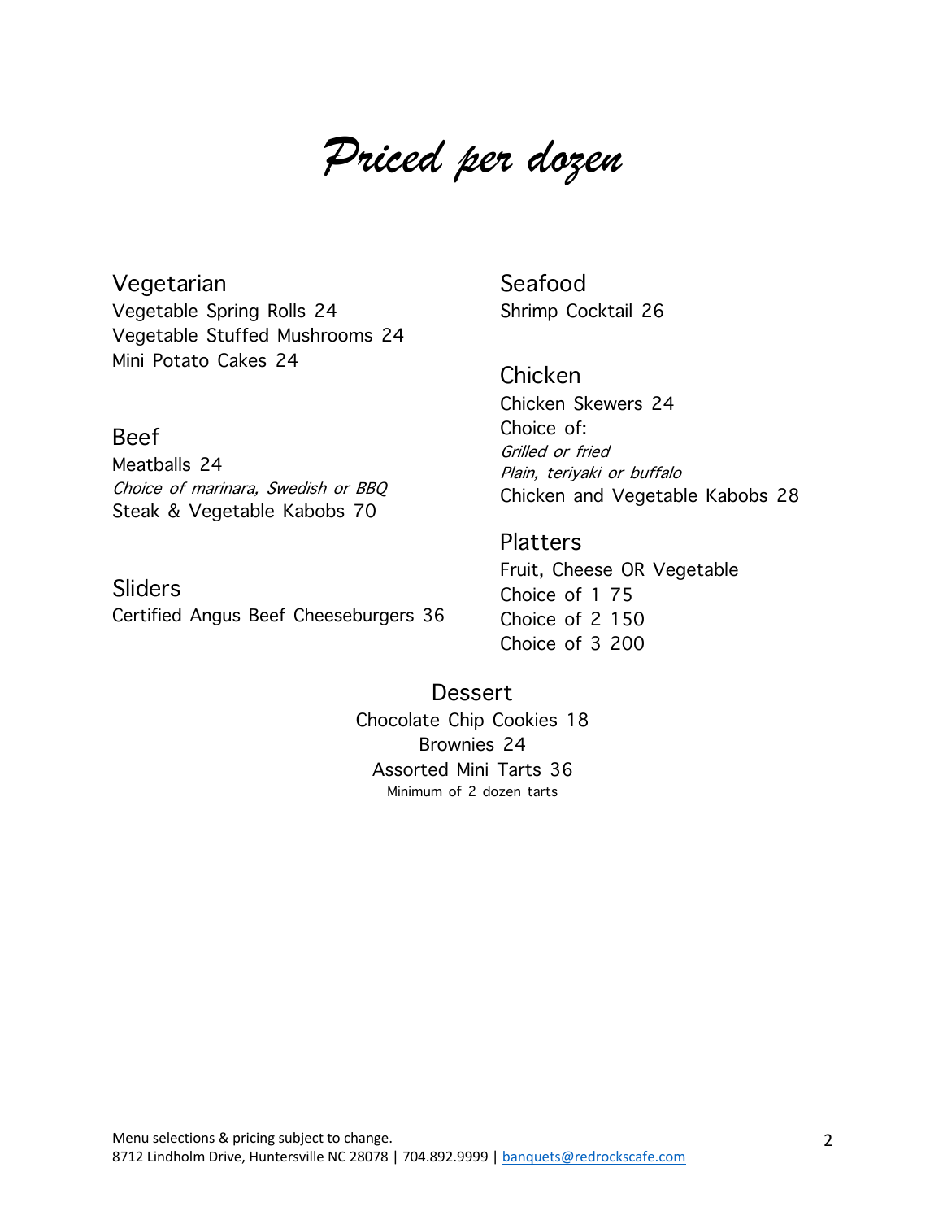# *Priced per dozen*

## Vegetarian

Vegetable Spring Rolls 24
Vegetable Stuffed Mushrooms 24
Mini Potato Cakes 24

## Beef

Meatballs 24
*Choice of marinara, Swedish or BBQ*
Steak & Vegetable Kabobs 70

## Sliders

Certified Angus Beef Cheeseburgers 36

## Seafood

Shrimp Cocktail 26

## Chicken

Chicken Skewers 24
Choice of:
*Grilled or fried*
*Plain, teriyaki or buffalo*
Chicken and Vegetable Kabobs 28

## Platters

Fruit, Cheese OR Vegetable
Choice of 1 75
Choice of 2 150
Choice of 3 200

## Dessert

Chocolate Chip Cookies 18
Brownies 24
Assorted Mini Tarts 36
Minimum of 2 dozen tarts

Menu selections & pricing subject to change.
8712 Lindholm Drive, Huntersville NC 28078 | 704.892.9999 | banquets@redrockscafe.com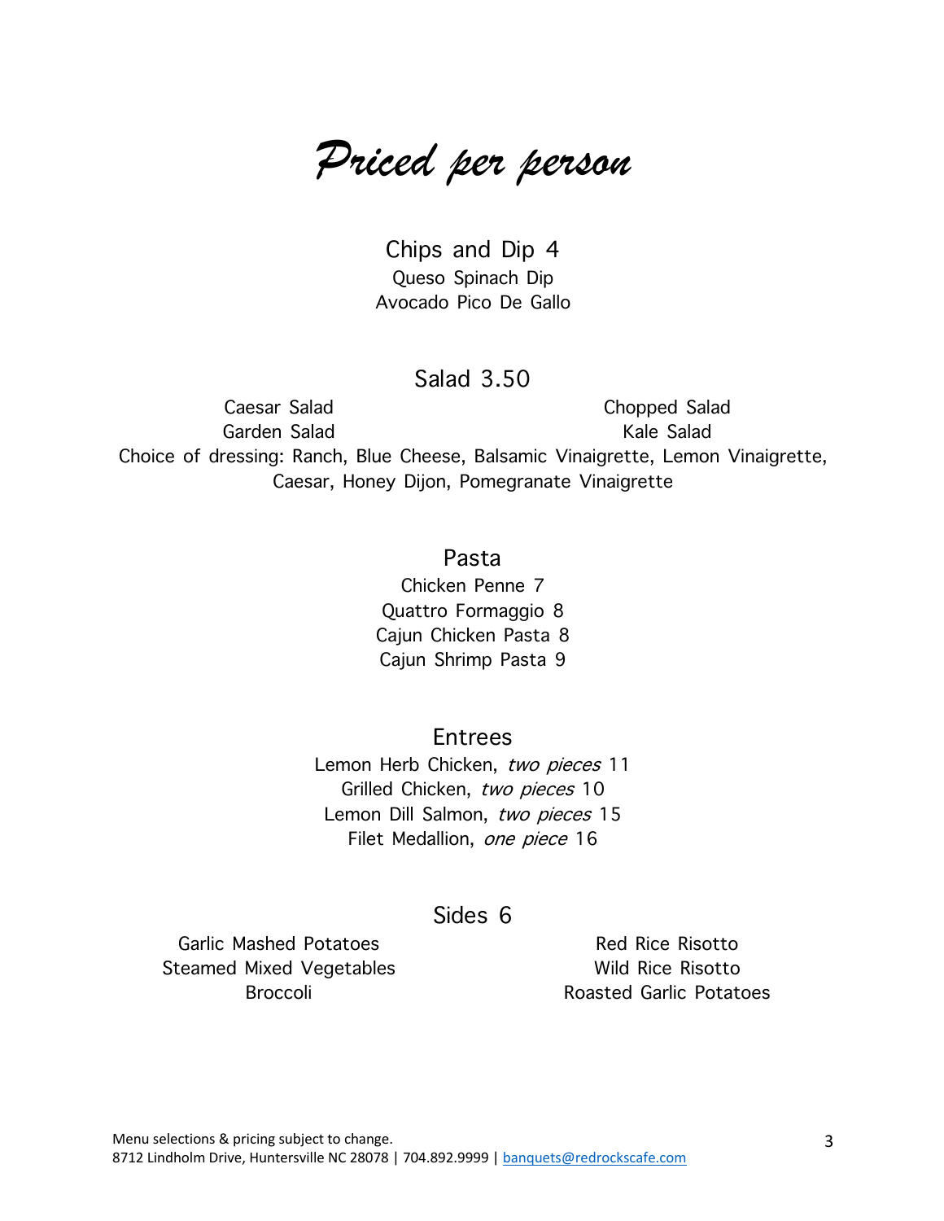# *Priced per person*

## Chips and Dip 4

Queso Spinach Dip
Avocado Pico De Gallo

## Salad 3.50

Caesar Salad
Garden Salad
Chopped Salad
Kale Salad

Choice of dressing: Ranch, Blue Cheese, Balsamic Vinaigrette, Lemon Vinaigrette, Caesar, Honey Dijon, Pomegranate Vinaigrette

## Pasta

Chicken Penne 7
Quattro Formaggio 8
Cajun Chicken Pasta 8
Cajun Shrimp Pasta 9

## Entrees

Lemon Herb Chicken, *two pieces* 11
Grilled Chicken, *two pieces* 10
Lemon Dill Salmon, *two pieces* 15
Filet Medallion, *one piece* 16

## Sides 6

Garlic Mashed Potatoes
Steamed Mixed Vegetables
Broccoli
Red Rice Risotto
Wild Rice Risotto
Roasted Garlic Potatoes

Menu selections & pricing subject to change.
8712 Lindholm Drive, Huntersville NC 28078 | 704.892.9999 | banquets@redrockscafe.com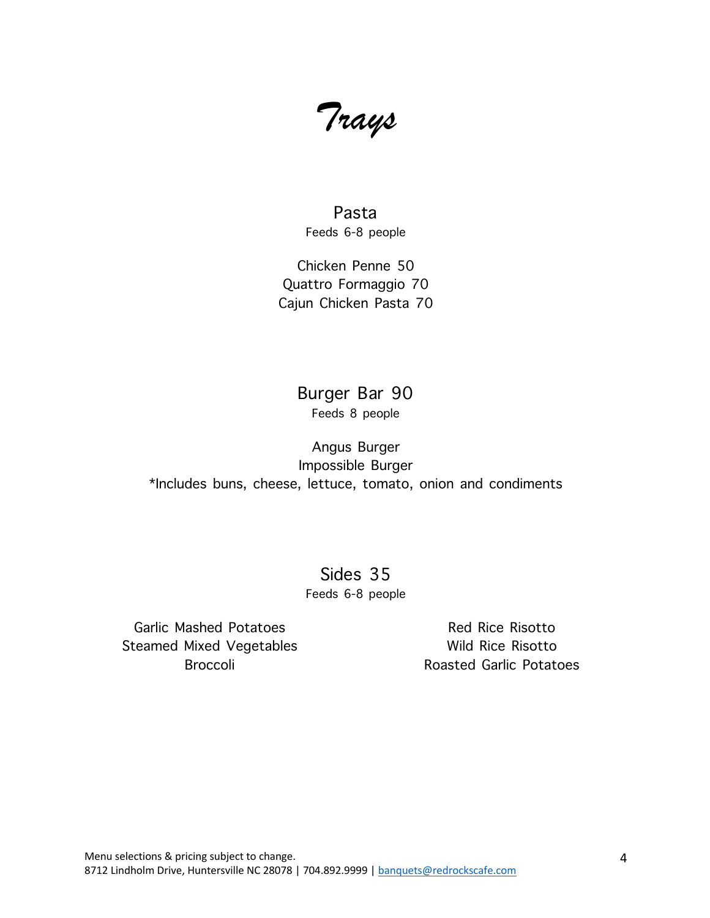# *Trays*

## Pasta

Feeds 6-8 people

Chicken Penne 50
Quattro Formaggio 70
Cajun Chicken Pasta 70

## Burger Bar 90

Feeds 8 people

Angus Burger
Impossible Burger
*Includes buns, cheese, lettuce, tomato, onion and condiments

## Sides 35

Feeds 6-8 people

Garlic Mashed Potatoes
Steamed Mixed Vegetables
Broccoli
Red Rice Risotto
Wild Rice Risotto
Roasted Garlic Potatoes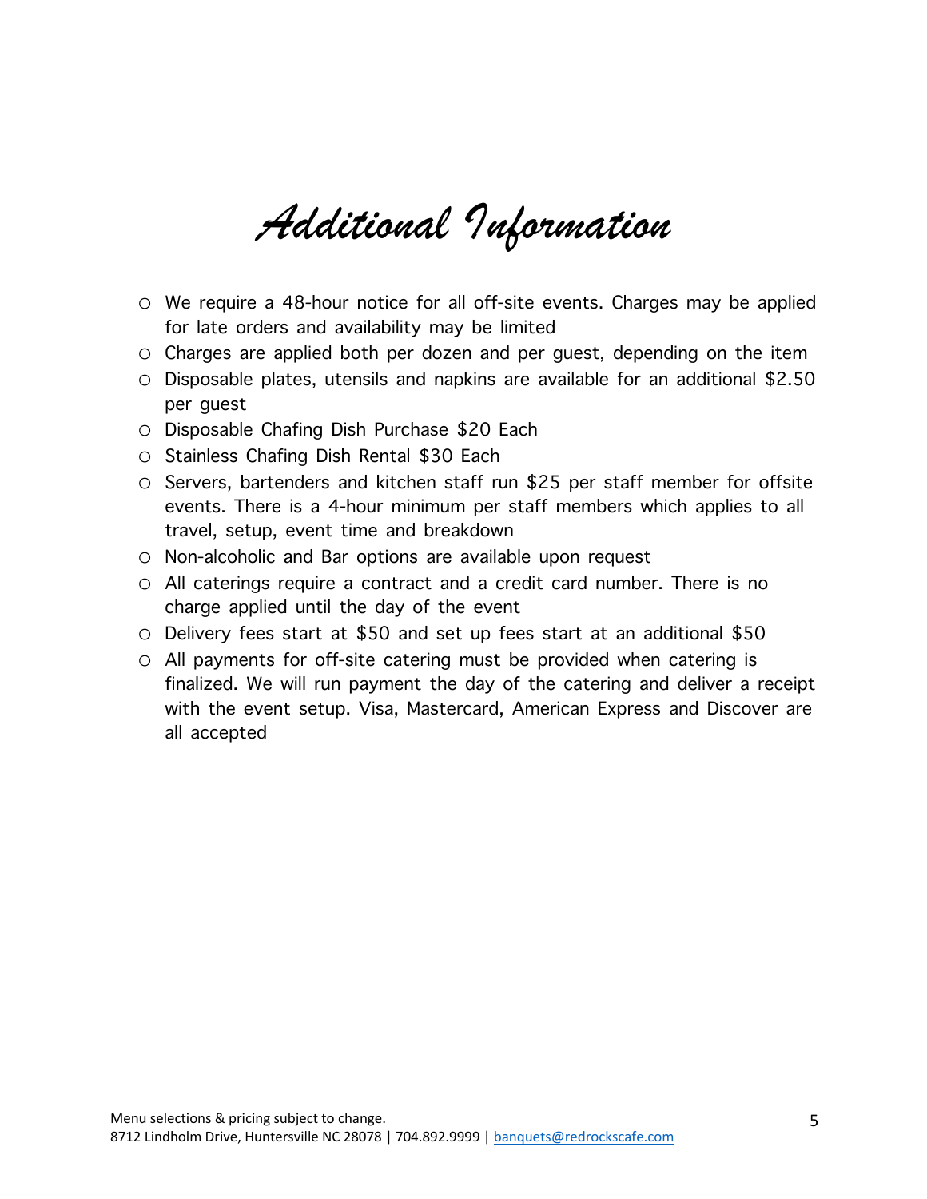# Additional Information

- We require a 48-hour notice for all off-site events. Charges may be applied for late orders and availability may be limited
- Charges are applied both per dozen and per guest, depending on the item
- Disposable plates, utensils and napkins are available for an additional $2.50 per guest
- Disposable Chafing Dish Purchase $20 Each
- Stainless Chafing Dish Rental $30 Each
- Servers, bartenders and kitchen staff run $25 per staff member for offsite events. There is a 4-hour minimum per staff members which applies to all travel, setup, event time and breakdown
- Non-alcoholic and Bar options are available upon request
- All caterings require a contract and a credit card number. There is no charge applied until the day of the event
- Delivery fees start at $50 and set up fees start at an additional $50
- All payments for off-site catering must be provided when catering is finalized. We will run payment the day of the catering and deliver a receipt with the event setup. Visa, Mastercard, American Express and Discover are all accepted

Menu selections & pricing subject to change.
8712 Lindholm Drive, Huntersville NC 28078 | 704.892.9999 | banquets@redrockscafe.com